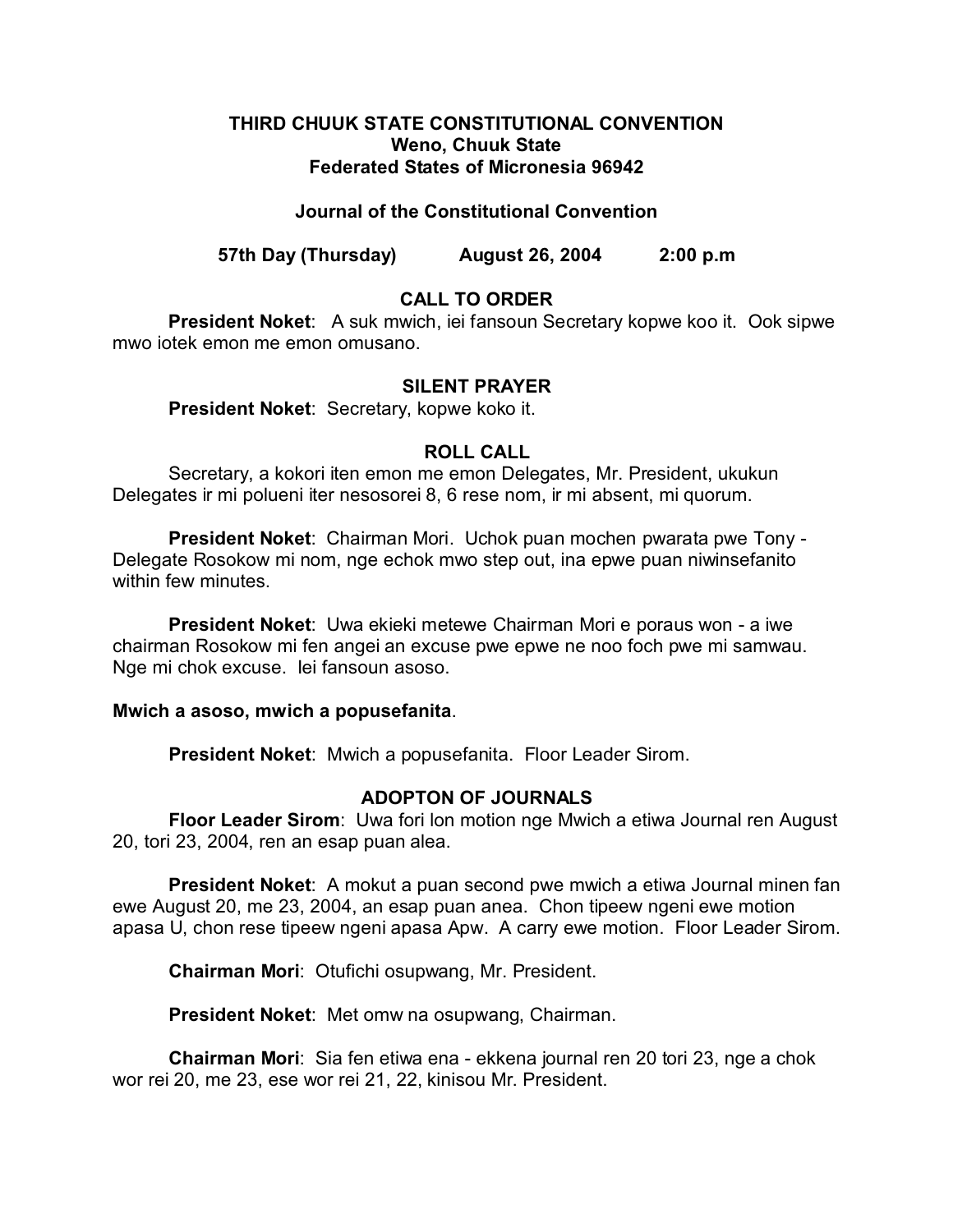## THIRD CHUUK STATE CONSTITUTIONAL CONVENTION
**Weno, Chuuk State**
**Federated States of Micronesia 96942**

### Journal of the Constitutional Convention

**57th Day (Thursday)          August 26, 2004          2:00 p.m**

### CALL TO ORDER

**President Noket**: A suk mwich, iei fansoun Secretary kopwe koo it. Ook sipwe mwo iotek emon me emon omusano.

### SILENT PRAYER

**President Noket**: Secretary, kopwe koko it.

### ROLL CALL

Secretary, a kokori iten emon me emon Delegates, Mr. President, ukukun Delegates ir mi polueni iter nesosorei 8, 6 rese nom, ir mi absent, mi quorum.

**President Noket**: Chairman Mori. Uchok puan mochen pwarata pwe Tony - Delegate Rosokow mi nom, nge echok mwo step out, ina epwe puan niwinsefanito within few minutes.

**President Noket**: Uwa ekieki metewe Chairman Mori e poraus won - a iwe chairman Rosokow mi fen angei an excuse pwe epwe ne noo foch pwe mi samwau. Nge mi chok excuse. Iei fansoun asoso.

**Mwich a asoso, mwich a popusefanita**.

**President Noket**: Mwich a popusefanita. Floor Leader Sirom.

### ADOPTON OF JOURNALS

**Floor Leader Sirom**: Uwa fori lon motion nge Mwich a etiwa Journal ren August 20, tori 23, 2004, ren an esap puan alea.

**President Noket**: A mokut a puan second pwe mwich a etiwa Journal minen fan ewe August 20, me 23, 2004, an esap puan anea. Chon tipeew ngeni ewe motion apasa U, chon rese tipeew ngeni apasa Apw. A carry ewe motion. Floor Leader Sirom.

**Chairman Mori**: Otufichi osupwang, Mr. President.

**President Noket**: Met omw na osupwang, Chairman.

**Chairman Mori**: Sia fen etiwa ena - ekkena journal ren 20 tori 23, nge a chok wor rei 20, me 23, ese wor rei 21, 22, kinisou Mr. President.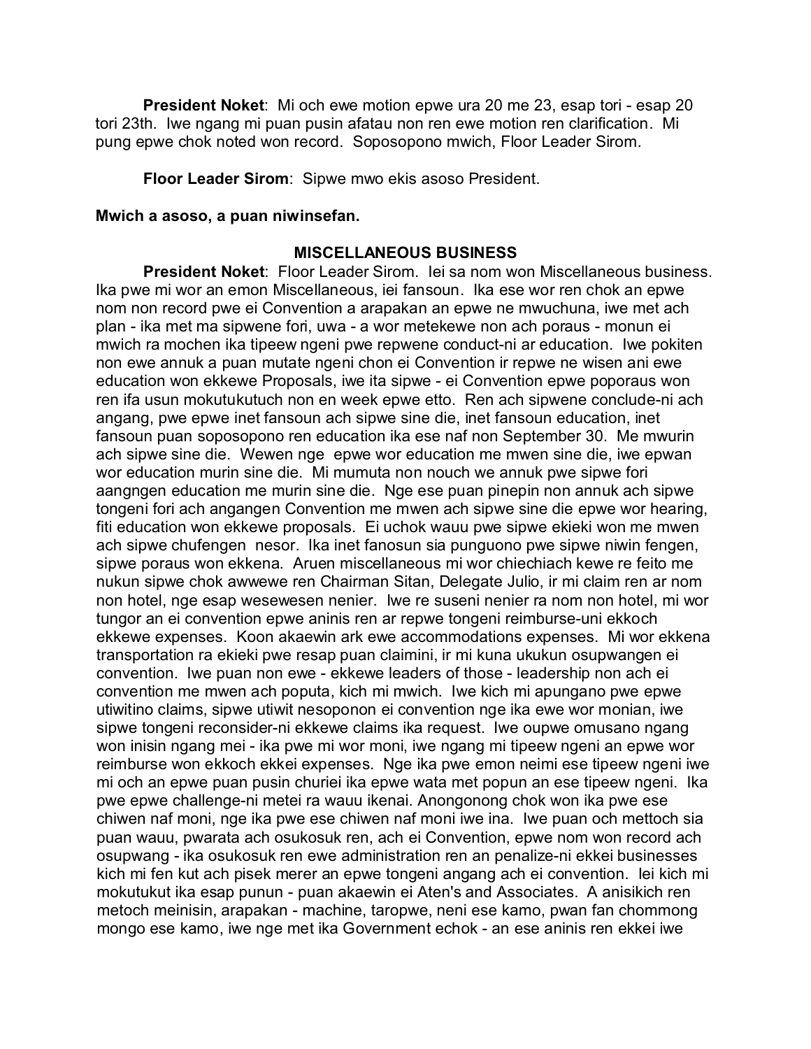**President Noket**: Mi och ewe motion epwe ura 20 me 23, esap tori - esap 20 tori 23th. Iwe ngang mi puan pusin afatau non ren ewe motion ren clarification. Mi pung epwe chok noted won record. Soposopono mwich, Floor Leader Sirom.

**Floor Leader Sirom**: Sipwe mwo ekis asoso President.

**Mwich a asoso, a puan niwinsefan.**

## MISCELLANEOUS BUSINESS

**President Noket**: Floor Leader Sirom. Iei sa nom won Miscellaneous business. Ika pwe mi wor an emon Miscellaneous, iei fansoun. Ika ese wor ren chok an epwe nom non record pwe ei Convention a arapakan an epwe ne mwuchuna, iwe met ach plan - ika met ma sipwene fori, uwa - a wor metekewe non ach poraus - monun ei mwich ra mochen ika tipeew ngeni pwe repwene conduct-ni ar education. Iwe pokiten non ewe annuk a puan mutate ngeni chon ei Convention ir repwe ne wisen ani ewe education won ekkewe Proposals, iwe ita sipwe - ei Convention epwe poporaus won ren ifa usun mokutukutuch non en week epwe etto. Ren ach sipwene conclude-ni ach angang, pwe epwe inet fansoun ach sipwe sine die, inet fansoun education, inet fansoun puan soposopono ren education ika ese naf non September 30. Me mwurin ach sipwe sine die. Wewen nge epwe wor education me mwen sine die, iwe epwan wor education murin sine die. Mi mumuta non nouch we annuk pwe sipwe fori aangngen education me murin sine die. Nge ese puan pinepin non annuk ach sipwe tongeni fori ach angangen Convention me mwen ach sipwe sine die epwe wor hearing, fiti education won ekkewe proposals. Ei uchok wauu pwe sipwe ekieki won me mwen ach sipwe chufengen nesor. Ika inet fanosun sia punguono pwe sipwe niwin fengen, sipwe poraus won ekkena. Aruen miscellaneous mi wor chiechiach kewe re feito me nukun sipwe chok awwewe ren Chairman Sitan, Delegate Julio, ir mi claim ren ar nom non hotel, nge esap wesewesen nenier. Iwe re suseni nenier ra nom non hotel, mi wor tungor an ei convention epwe aninis ren ar repwe tongeni reimburse-uni ekkoch ekkewe expenses. Koon akaewin ark ewe accommodations expenses. Mi wor ekkena transportation ra ekieki pwe resap puan claimini, ir mi kuna ukukun osupwangen ei convention. Iwe puan non ewe - ekkewe leaders of those - leadership non ach ei convention me mwen ach poputa, kich mi mwich. Iwe kich mi apungano pwe epwe utiwitino claims, sipwe utiwit nesoponon ei convention nge ika ewe wor monian, iwe sipwe tongeni reconsider-ni ekkewe claims ika request. Iwe oupwe omusano ngang won inisin ngang mei - ika pwe mi wor moni, iwe ngang mi tipeew ngeni an epwe wor reimburse won ekkoch ekkei expenses. Nge ika pwe emon neimi ese tipeew ngeni iwe mi och an epwe puan pusin churiei ika epwe wata met popun an ese tipeew ngeni. Ika pwe epwe challenge-ni metei ra wauu ikenai. Anongonong chok won ika pwe ese chiwen naf moni, nge ika pwe ese chiwen naf moni iwe ina. Iwe puan och mettoch sia puan wauu, pwarata ach osukosuk ren, ach ei Convention, epwe nom won record ach osupwang - ika osukosuk ren ewe administration ren an penalize-ni ekkei businesses kich mi fen kut ach pisek merer an epwe tongeni angang ach ei convention. Iei kich mi mokutukut ika esap punun - puan akaewin ei Aten's and Associates. A anisikich ren metoch meinisin, arapakan - machine, taropwe, neni ese kamo, pwan fan chommong mongo ese kamo, iwe nge met ika Government echok - an ese aninis ren ekkei iwe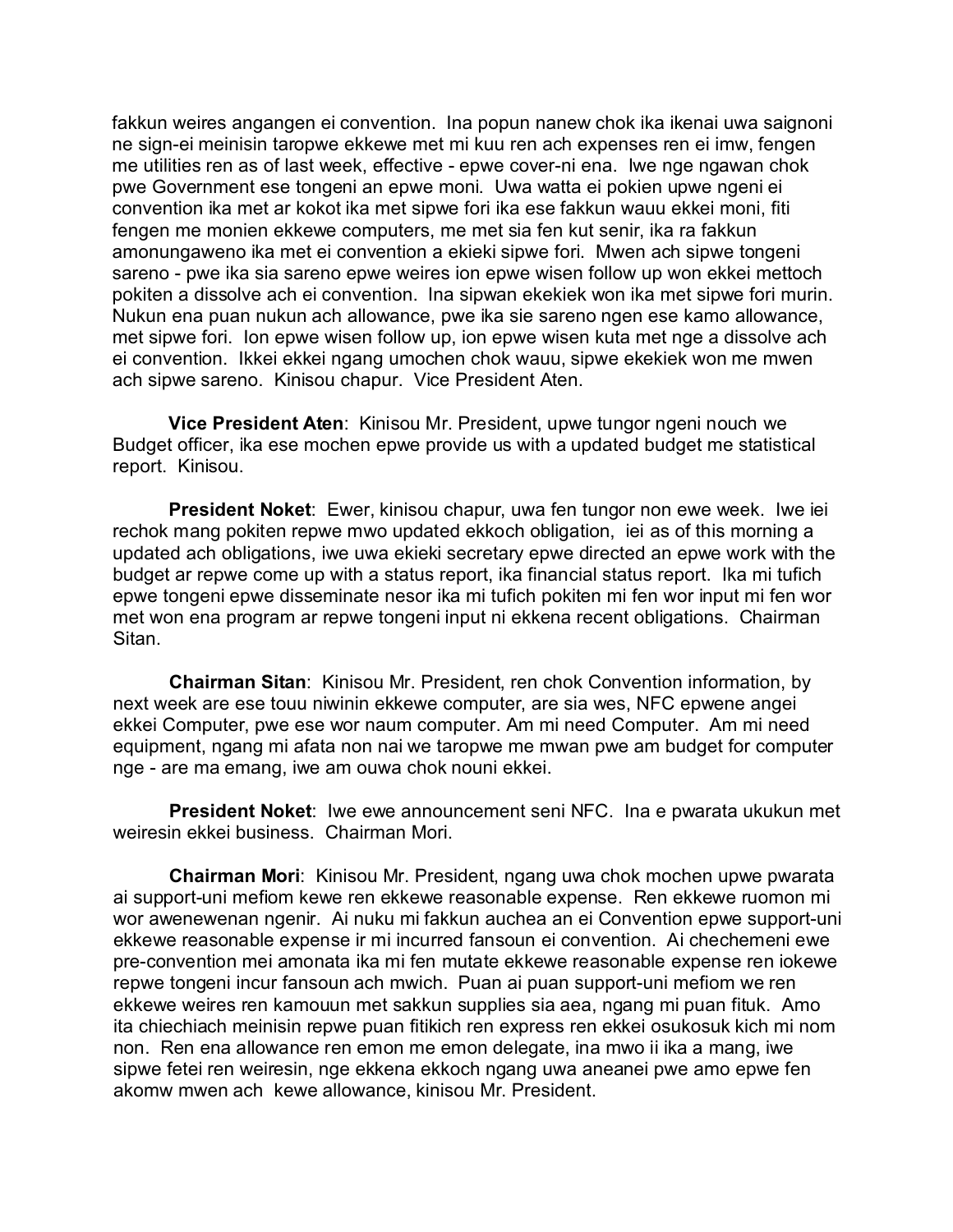fakkun weires angangen ei convention. Ina popun nanew chok ika ikenai uwa saignoni ne sign-ei meinisin taropwe ekkewe met mi kuu ren ach expenses ren ei imw, fengen me utilities ren as of last week, effective - epwe cover-ni ena. Iwe nge ngawan chok pwe Government ese tongeni an epwe moni. Uwa watta ei pokien upwe ngeni ei convention ika met ar kokot ika met sipwe fori ika ese fakkun wauu ekkei moni, fiti fengen me monien ekkewe computers, me met sia fen kut senir, ika ra fakkun amonungaweno ika met ei convention a ekieki sipwe fori. Mwen ach sipwe tongeni sareno - pwe ika sia sareno epwe weires ion epwe wisen follow up won ekkei mettoch pokiten a dissolve ach ei convention. Ina sipwan ekekiek won ika met sipwe fori murin. Nukun ena puan nukun ach allowance, pwe ika sie sareno ngen ese kamo allowance, met sipwe fori. Ion epwe wisen follow up, ion epwe wisen kuta met nge a dissolve ach ei convention. Ikkei ekkei ngang umochen chok wauu, sipwe ekekiek won me mwen ach sipwe sareno. Kinisou chapur. Vice President Aten.

**Vice President Aten**: Kinisou Mr. President, upwe tungor ngeni nouch we Budget officer, ika ese mochen epwe provide us with a updated budget me statistical report. Kinisou.

**President Noket**: Ewer, kinisou chapur, uwa fen tungor non ewe week. Iwe iei rechok mang pokiten repwe mwo updated ekkoch obligation, iei as of this morning a updated ach obligations, iwe uwa ekieki secretary epwe directed an epwe work with the budget ar repwe come up with a status report, ika financial status report. Ika mi tufich epwe tongeni epwe disseminate nesor ika mi tufich pokiten mi fen wor input mi fen wor met won ena program ar repwe tongeni input ni ekkena recent obligations. Chairman Sitan.

**Chairman Sitan**: Kinisou Mr. President, ren chok Convention information, by next week are ese touu niwinin ekkewe computer, are sia wes, NFC epwene angei ekkei Computer, pwe ese wor naum computer. Am mi need Computer. Am mi need equipment, ngang mi afata non nai we taropwe me mwan pwe am budget for computer nge - are ma emang, iwe am ouwa chok nouni ekkei.

**President Noket**: Iwe ewe announcement seni NFC. Ina e pwarata ukukun met weiresin ekkei business. Chairman Mori.

**Chairman Mori**: Kinisou Mr. President, ngang uwa chok mochen upwe pwarata ai support-uni mefiom kewe ren ekkewe reasonable expense. Ren ekkewe ruomon mi wor awenewenan ngenir. Ai nuku mi fakkun auchea an ei Convention epwe support-uni ekkewe reasonable expense ir mi incurred fansoun ei convention. Ai chechemeni ewe pre-convention mei amonata ika mi fen mutate ekkewe reasonable expense ren iokewe repwe tongeni incur fansoun ach mwich. Puan ai puan support-uni mefiom we ren ekkewe weires ren kamouun met sakkun supplies sia aea, ngang mi puan fituk. Amo ita chiechiach meinisin repwe puan fitikich ren express ren ekkei osukosuk kich mi nom non. Ren ena allowance ren emon me emon delegate, ina mwo ii ika a mang, iwe sipwe fetei ren weiresin, nge ekkena ekkoch ngang uwa aneanei pwe amo epwe fen akomw mwen ach kewe allowance, kinisou Mr. President.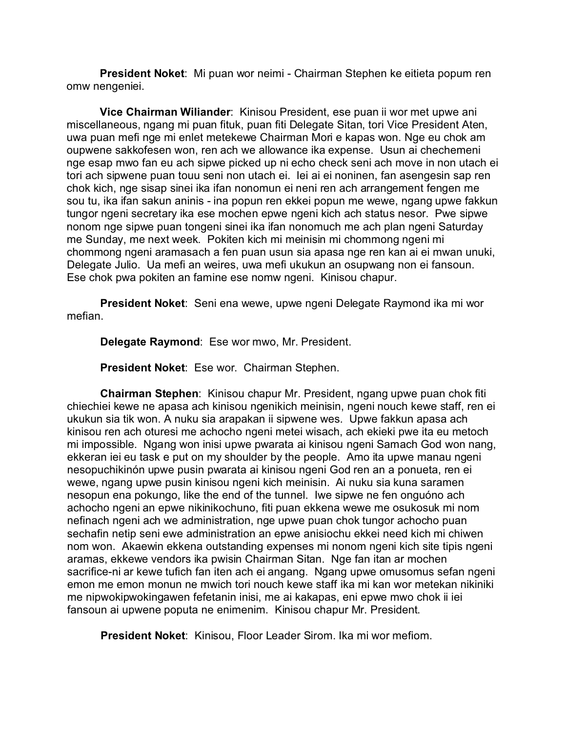**President Noket**: Mi puan wor neimi - Chairman Stephen ke eitieta popum ren omw nengeniei.

**Vice Chairman Wiliander**: Kinisou President, ese puan ii wor met upwe ani miscellaneous, ngang mi puan fituk, puan fiti Delegate Sitan, tori Vice President Aten, uwa puan mefi nge mi enlet metekewe Chairman Mori e kapas won. Nge eu chok am oupwene sakkofesen won, ren ach we allowance ika expense. Usun ai chechemeni nge esap mwo fan eu ach sipwe picked up ni echo check seni ach move in non utach ei tori ach sipwene puan touu seni non utach ei. Iei ai ei noninen, fan asengesin sap ren chok kich, nge sisap sinei ika ifan nonomun ei neni ren ach arrangement fengen me sou tu, ika ifan sakun aninis - ina popun ren ekkei popun me wewe, ngang upwe fakkun tungor ngeni secretary ika ese mochen epwe ngeni kich ach status nesor. Pwe sipwe nonom nge sipwe puan tongeni sinei ika ifan nonomuch me ach plan ngeni Saturday me Sunday, me next week. Pokiten kich mi meinisin mi chommong ngeni mi chommong ngeni aramasach a fen puan usun sia apasa nge ren kan ai ei mwan unuki, Delegate Julio. Ua mefi an weires, uwa mefi ukukun an osupwang non ei fansoun. Ese chok pwa pokiten an famine ese nomw ngeni. Kinisou chapur.

**President Noket**: Seni ena wewe, upwe ngeni Delegate Raymond ika mi wor mefian.

**Delegate Raymond**: Ese wor mwo, Mr. President.

**President Noket**: Ese wor. Chairman Stephen.

**Chairman Stephen**: Kinisou chapur Mr. President, ngang upwe puan chok fiti chiechiei kewe ne apasa ach kinisou ngenikich meinisin, ngeni nouch kewe staff, ren ei ukukun sia tik won. A nuku sia arapakan ii sipwene wes. Upwe fakkun apasa ach kinisou ren ach oturesi me achocho ngeni metei wisach, ach ekieki pwe ita eu metoch mi impossible. Ngang won inisi upwe pwarata ai kinisou ngeni Samach God won nang, ekkeran iei eu task e put on my shoulder by the people. Amo ita upwe manau ngeni nesopuchikinón upwe pusin pwarata ai kinisou ngeni God ren an a ponueta, ren ei wewe, ngang upwe pusin kinisou ngeni kich meinisin. Ai nuku sia kuna saramen nesopun ena pokungo, like the end of the tunnel. Iwe sipwe ne fen onguóno ach achocho ngeni an epwe nikinikochuno, fiti puan ekkena wewe me osukosuk mi nom nefinach ngeni ach we administration, nge upwe puan chok tungor achocho puan sechafin netip seni ewe administration an epwe anisiochu ekkei need kich mi chiwen nom won. Akaewin ekkena outstanding expenses mi nonom ngeni kich site tipis ngeni aramas, ekkewe vendors ika pwisin Chairman Sitan. Nge fan itan ar mochen sacrifice-ni ar kewe tufich fan iten ach ei angang. Ngang upwe omusomus sefan ngeni emon me emon monun ne mwich tori nouch kewe staff ika mi kan wor metekan nikiniki me nipwokipwokingawen fefetanin inisi, me ai kakapas, eni epwe mwo chok ii iei fansoun ai upwene poputa ne enimenim. Kinisou chapur Mr. President.

**President Noket**: Kinisou, Floor Leader Sirom. Ika mi wor mefiom.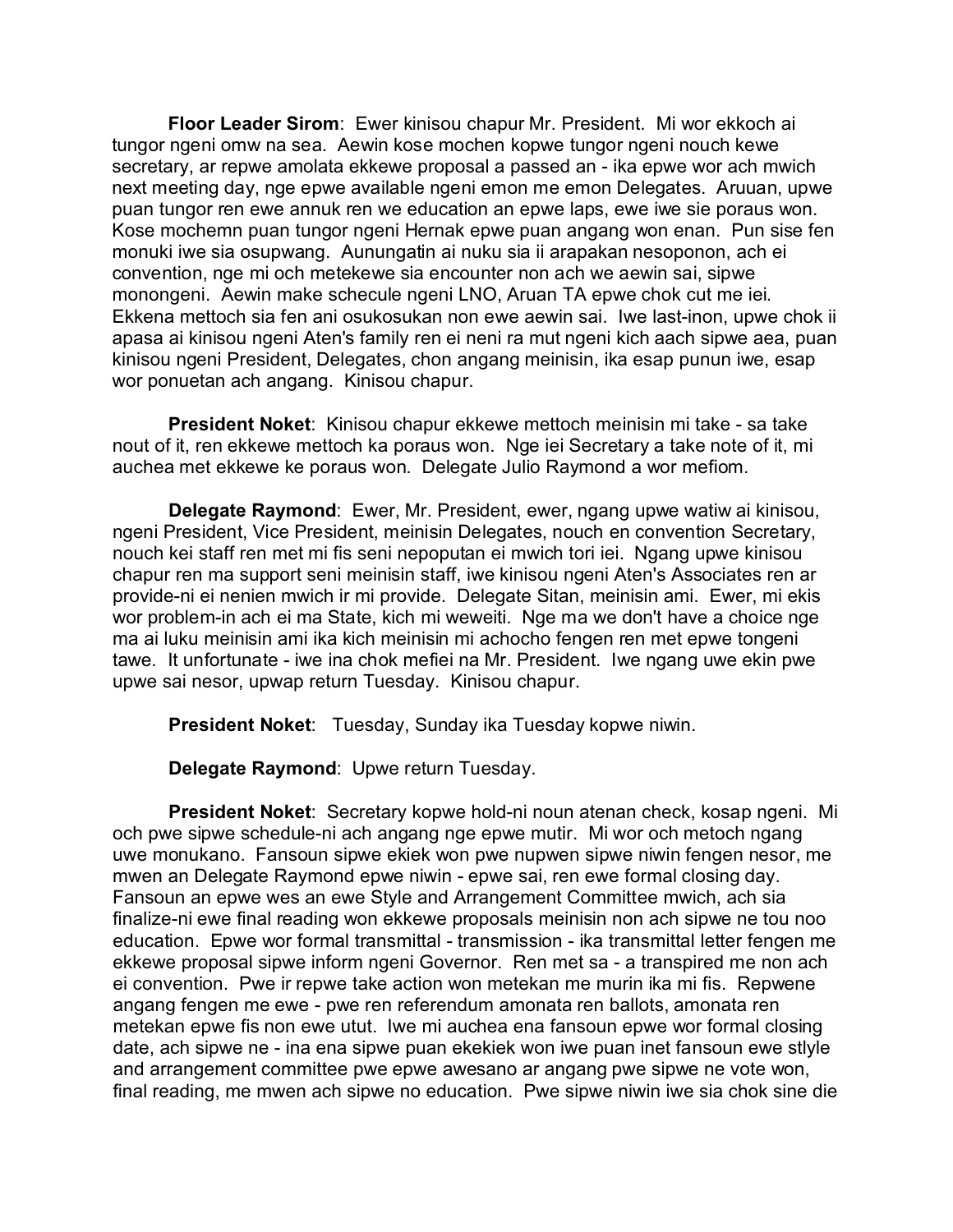**Floor Leader Sirom**: Ewer kinisou chapur Mr. President. Mi wor ekkoch ai tungor ngeni omw na sea. Aewin kose mochen kopwe tungor ngeni nouch kewe secretary, ar repwe amolata ekkewe proposal a passed an - ika epwe wor ach mwich next meeting day, nge epwe available ngeni emon me emon Delegates. Aruuan, upwe puan tungor ren ewe annuk ren we education an epwe laps, ewe iwe sie poraus won. Kose mochemn puan tungor ngeni Hernak epwe puan angang won enan. Pun sise fen monuki iwe sia osupwang. Aunungatin ai nuku sia ii arapakan nesoponon, ach ei convention, nge mi och metekewe sia encounter non ach we aewin sai, sipwe monongeni. Aewin make schecule ngeni LNO, Aruan TA epwe chok cut me iei. Ekkena mettoch sia fen ani osukosukan non ewe aewin sai. Iwe last-inon, upwe chok ii apasa ai kinisou ngeni Aten's family ren ei neni ra mut ngeni kich aach sipwe aea, puan kinisou ngeni President, Delegates, chon angang meinisin, ika esap punun iwe, esap wor ponuetan ach angang. Kinisou chapur.

**President Noket**: Kinisou chapur ekkewe mettoch meinisin mi take - sa take nout of it, ren ekkewe mettoch ka poraus won. Nge iei Secretary a take note of it, mi auchea met ekkewe ke poraus won. Delegate Julio Raymond a wor mefiom.

**Delegate Raymond**: Ewer, Mr. President, ewer, ngang upwe watiw ai kinisou, ngeni President, Vice President, meinisin Delegates, nouch en convention Secretary, nouch kei staff ren met mi fis seni nepoputan ei mwich tori iei. Ngang upwe kinisou chapur ren ma support seni meinisin staff, iwe kinisou ngeni Aten's Associates ren ar provide-ni ei nenien mwich ir mi provide. Delegate Sitan, meinisin ami. Ewer, mi ekis wor problem-in ach ei ma State, kich mi weweiti. Nge ma we don't have a choice nge ma ai luku meinisin ami ika kich meinisin mi achocho fengen ren met epwe tongeni tawe. It unfortunate - iwe ina chok mefiei na Mr. President. Iwe ngang uwe ekin pwe upwe sai nesor, upwap return Tuesday. Kinisou chapur.

**President Noket**: Tuesday, Sunday ika Tuesday kopwe niwin.

**Delegate Raymond**: Upwe return Tuesday.

**President Noket**: Secretary kopwe hold-ni noun atenan check, kosap ngeni. Mi och pwe sipwe schedule-ni ach angang nge epwe mutir. Mi wor och metoch ngang uwe monukano. Fansoun sipwe ekiek won pwe nupwen sipwe niwin fengen nesor, me mwen an Delegate Raymond epwe niwin - epwe sai, ren ewe formal closing day. Fansoun an epwe wes an ewe Style and Arrangement Committee mwich, ach sia finalize-ni ewe final reading won ekkewe proposals meinisin non ach sipwe ne tou noo education. Epwe wor formal transmittal - transmission - ika transmittal letter fengen me ekkewe proposal sipwe inform ngeni Governor. Ren met sa - a transpired me non ach ei convention. Pwe ir repwe take action won metekan me murin ika mi fis. Repwene angang fengen me ewe - pwe ren referendum amonata ren ballots, amonata ren metekan epwe fis non ewe utut. Iwe mi auchea ena fansoun epwe wor formal closing date, ach sipwe ne - ina ena sipwe puan ekekiek won iwe puan inet fansoun ewe stlyle and arrangement committee pwe epwe awesano ar angang pwe sipwe ne vote won, final reading, me mwen ach sipwe no education. Pwe sipwe niwin iwe sia chok sine die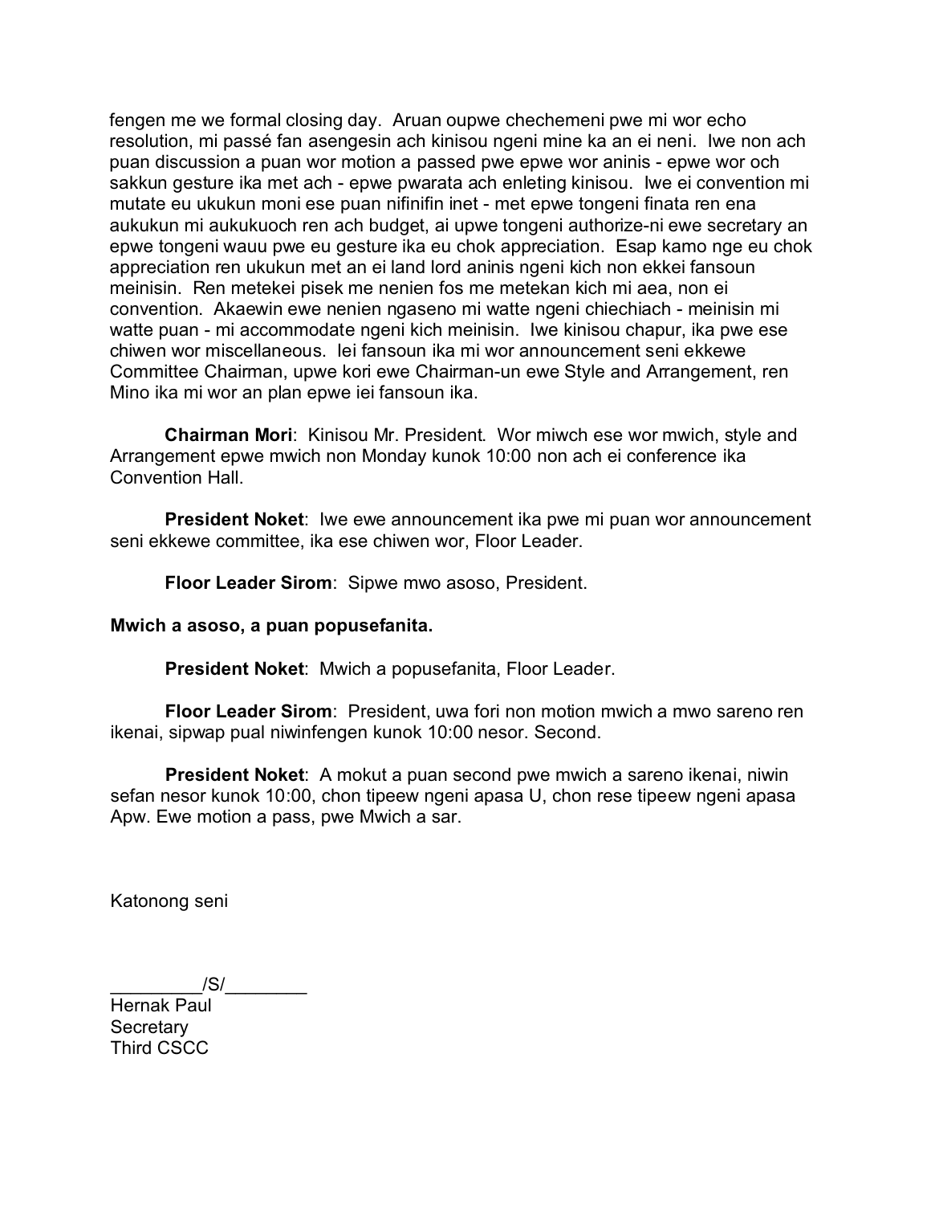fengen me we formal closing day. Aruan oupwe chechemeni pwe mi wor echo resolution, mi passé fan asengesin ach kinisou ngeni mine ka an ei neni. Iwe non ach puan discussion a puan wor motion a passed pwe epwe wor aninis - epwe wor och sakkun gesture ika met ach - epwe pwarata ach enleting kinisou. Iwe ei convention mi mutate eu ukukun moni ese puan nifinifin inet - met epwe tongeni finata ren ena aukukun mi aukukuoch ren ach budget, ai upwe tongeni authorize-ni ewe secretary an epwe tongeni wauu pwe eu gesture ika eu chok appreciation. Esap kamo nge eu chok appreciation ren ukukun met an ei land lord aninis ngeni kich non ekkei fansoun meinisin. Ren metekei pisek me nenien fos me metekan kich mi aea, non ei convention. Akaewin ewe nenien ngaseno mi watte ngeni chiechiach - meinisin mi watte puan - mi accommodate ngeni kich meinisin. Iwe kinisou chapur, ika pwe ese chiwen wor miscellaneous. Iei fansoun ika mi wor announcement seni ekkewe Committee Chairman, upwe kori ewe Chairman-un ewe Style and Arrangement, ren Mino ika mi wor an plan epwe iei fansoun ika.

**Chairman Mori**: Kinisou Mr. President. Wor miwch ese wor mwich, style and Arrangement epwe mwich non Monday kunok 10:00 non ach ei conference ika Convention Hall.

**President Noket**: Iwe ewe announcement ika pwe mi puan wor announcement seni ekkewe committee, ika ese chiwen wor, Floor Leader.

**Floor Leader Sirom**: Sipwe mwo asoso, President.

**Mwich a asoso, a puan popusefanita.**

**President Noket**: Mwich a popusefanita, Floor Leader.

**Floor Leader Sirom**: President, uwa fori non motion mwich a mwo sareno ren ikenai, sipwap pual niwinfengen kunok 10:00 nesor. Second.

**President Noket**: A mokut a puan second pwe mwich a sareno ikenai, niwin sefan nesor kunok 10:00, chon tipeew ngeni apasa U, chon rese tipeew ngeni apasa Apw. Ewe motion a pass, pwe Mwich a sar.

Katonong seni

\_\_\_\_\_\_\_\_\_/S/\_\_\_\_\_\_\_\_
Hernak Paul
Secretary
Third CSCC